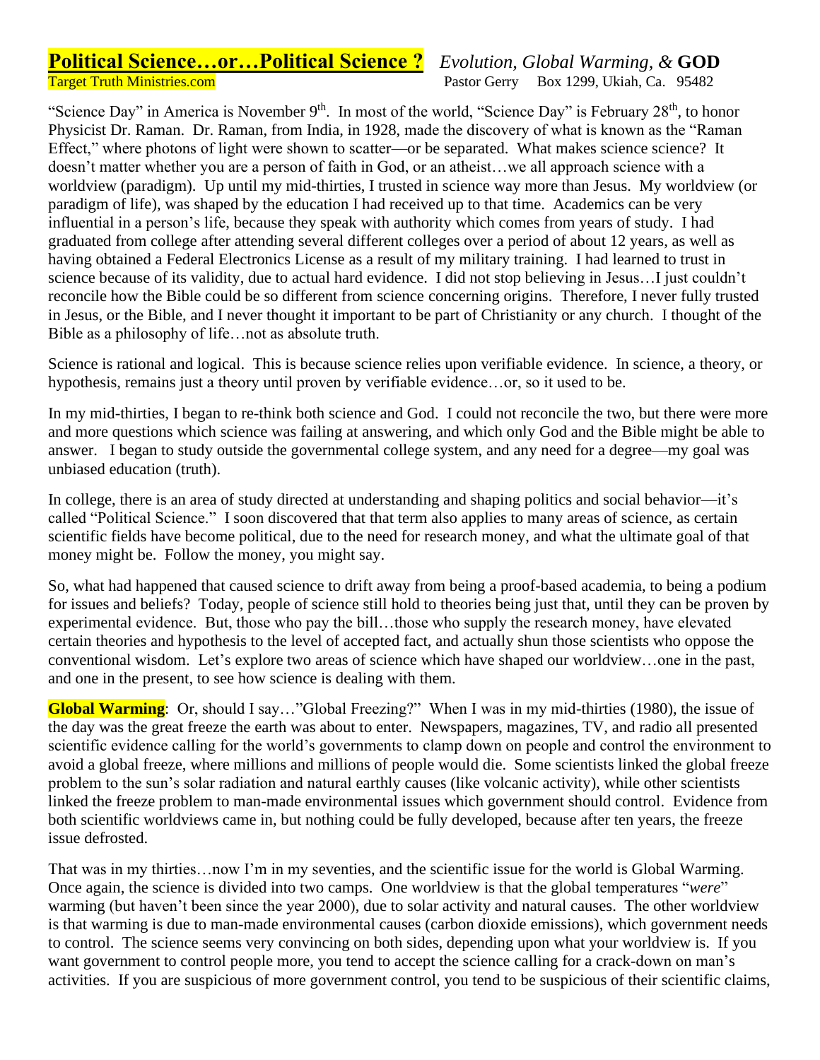# **Political Science…or…Political Science ?** *Evolution, Global Warming, &* **GOD**

Target Truth Ministries.com Pastor Gerry Box 1299, Ukiah, Ca. 95482

"Science Day" in America is November 9th. In most of the world, "Science Day" is February 28th, to honor Physicist Dr. Raman. Dr. Raman, from India, in 1928, made the discovery of what is known as the "Raman Effect," where photons of light were shown to scatter—or be separated. What makes science science? It doesn't matter whether you are a person of faith in God, or an atheist…we all approach science with a worldview (paradigm). Up until my mid-thirties, I trusted in science way more than Jesus. My worldview (or paradigm of life), was shaped by the education I had received up to that time. Academics can be very influential in a person's life, because they speak with authority which comes from years of study. I had graduated from college after attending several different colleges over a period of about 12 years, as well as having obtained a Federal Electronics License as a result of my military training. I had learned to trust in science because of its validity, due to actual hard evidence. I did not stop believing in Jesus…I just couldn't reconcile how the Bible could be so different from science concerning origins. Therefore, I never fully trusted in Jesus, or the Bible, and I never thought it important to be part of Christianity or any church. I thought of the Bible as a philosophy of life…not as absolute truth.

Science is rational and logical. This is because science relies upon verifiable evidence. In science, a theory, or hypothesis, remains just a theory until proven by verifiable evidence…or, so it used to be.

In my mid-thirties, I began to re-think both science and God. I could not reconcile the two, but there were more and more questions which science was failing at answering, and which only God and the Bible might be able to answer. I began to study outside the governmental college system, and any need for a degree—my goal was unbiased education (truth).

In college, there is an area of study directed at understanding and shaping politics and social behavior—it's called "Political Science." I soon discovered that that term also applies to many areas of science, as certain scientific fields have become political, due to the need for research money, and what the ultimate goal of that money might be. Follow the money, you might say.

So, what had happened that caused science to drift away from being a proof-based academia, to being a podium for issues and beliefs? Today, people of science still hold to theories being just that, until they can be proven by experimental evidence. But, those who pay the bill…those who supply the research money, have elevated certain theories and hypothesis to the level of accepted fact, and actually shun those scientists who oppose the conventional wisdom. Let's explore two areas of science which have shaped our worldview…one in the past, and one in the present, to see how science is dealing with them.

**Global Warming**: Or, should I say…"Global Freezing?" When I was in my mid-thirties (1980), the issue of the day was the great freeze the earth was about to enter. Newspapers, magazines, TV, and radio all presented scientific evidence calling for the world's governments to clamp down on people and control the environment to avoid a global freeze, where millions and millions of people would die. Some scientists linked the global freeze problem to the sun's solar radiation and natural earthly causes (like volcanic activity), while other scientists linked the freeze problem to man-made environmental issues which government should control. Evidence from both scientific worldviews came in, but nothing could be fully developed, because after ten years, the freeze issue defrosted.

That was in my thirties…now I'm in my seventies, and the scientific issue for the world is Global Warming. Once again, the science is divided into two camps. One worldview is that the global temperatures "*were*" warming (but haven't been since the year 2000), due to solar activity and natural causes. The other worldview is that warming is due to man-made environmental causes (carbon dioxide emissions), which government needs to control. The science seems very convincing on both sides, depending upon what your worldview is. If you want government to control people more, you tend to accept the science calling for a crack-down on man's activities. If you are suspicious of more government control, you tend to be suspicious of their scientific claims,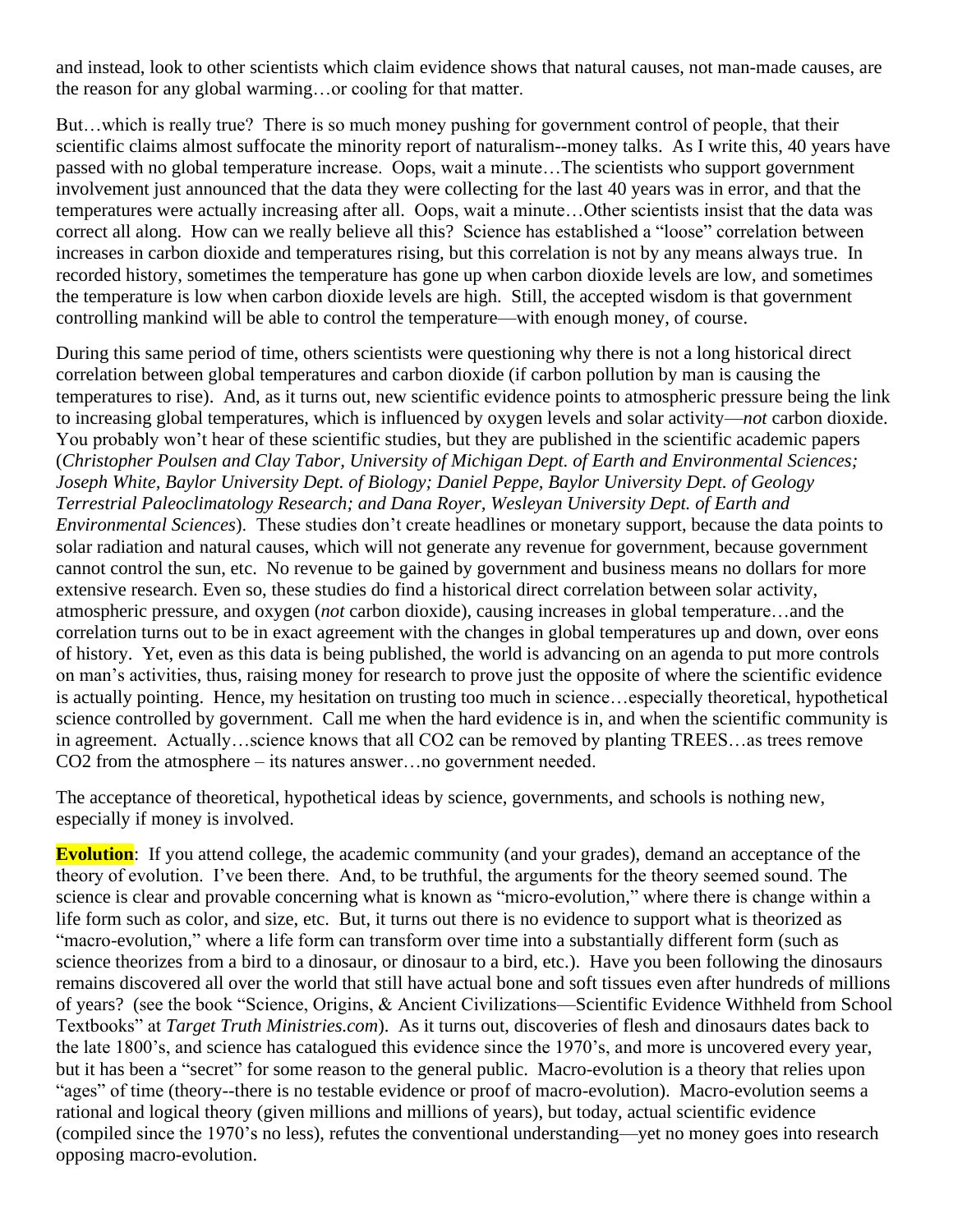and instead, look to other scientists which claim evidence shows that natural causes, not man-made causes, are the reason for any global warming…or cooling for that matter.

But…which is really true? There is so much money pushing for government control of people, that their scientific claims almost suffocate the minority report of naturalism--money talks. As I write this, 40 years have passed with no global temperature increase. Oops, wait a minute…The scientists who support government involvement just announced that the data they were collecting for the last 40 years was in error, and that the temperatures were actually increasing after all. Oops, wait a minute…Other scientists insist that the data was correct all along. How can we really believe all this? Science has established a "loose" correlation between increases in carbon dioxide and temperatures rising, but this correlation is not by any means always true. In recorded history, sometimes the temperature has gone up when carbon dioxide levels are low, and sometimes the temperature is low when carbon dioxide levels are high. Still, the accepted wisdom is that government controlling mankind will be able to control the temperature—with enough money, of course.

During this same period of time, others scientists were questioning why there is not a long historical direct correlation between global temperatures and carbon dioxide (if carbon pollution by man is causing the temperatures to rise). And, as it turns out, new scientific evidence points to atmospheric pressure being the link to increasing global temperatures, which is influenced by oxygen levels and solar activity—*not* carbon dioxide. You probably won't hear of these scientific studies, but they are published in the scientific academic papers (*Christopher Poulsen and Clay Tabor, University of Michigan Dept. of Earth and Environmental Sciences; Joseph White, Baylor University Dept. of Biology; Daniel Peppe, Baylor University Dept. of Geology Terrestrial Paleoclimatology Research; and Dana Royer, Wesleyan University Dept. of Earth and Environmental Sciences*). These studies don't create headlines or monetary support, because the data points to solar radiation and natural causes, which will not generate any revenue for government, because government cannot control the sun, etc. No revenue to be gained by government and business means no dollars for more extensive research. Even so, these studies do find a historical direct correlation between solar activity, atmospheric pressure, and oxygen (*not* carbon dioxide), causing increases in global temperature…and the correlation turns out to be in exact agreement with the changes in global temperatures up and down, over eons of history. Yet, even as this data is being published, the world is advancing on an agenda to put more controls on man's activities, thus, raising money for research to prove just the opposite of where the scientific evidence is actually pointing. Hence, my hesitation on trusting too much in science…especially theoretical, hypothetical science controlled by government. Call me when the hard evidence is in, and when the scientific community is in agreement. Actually…science knows that all $CO_2$ can be removed by planting TREES…as trees remove $CO_2$ from the atmosphere – its natures answer…no government needed.

The acceptance of theoretical, hypothetical ideas by science, governments, and schools is nothing new, especially if money is involved.

**Evolution**: If you attend college, the academic community (and your grades), demand an acceptance of the theory of evolution. I've been there. And, to be truthful, the arguments for the theory seemed sound. The science is clear and provable concerning what is known as "micro-evolution," where there is change within a life form such as color, and size, etc. But, it turns out there is no evidence to support what is theorized as "macro-evolution," where a life form can transform over time into a substantially different form (such as science theorizes from a bird to a dinosaur, or dinosaur to a bird, etc.). Have you been following the dinosaurs remains discovered all over the world that still have actual bone and soft tissues even after hundreds of millions of years? (see the book "Science, Origins, & Ancient Civilizations—Scientific Evidence Withheld from School Textbooks" at *Target Truth Ministries.com*). As it turns out, discoveries of flesh and dinosaurs dates back to the late 1800's, and science has catalogued this evidence since the 1970's, and more is uncovered every year, but it has been a "secret" for some reason to the general public. Macro-evolution is a theory that relies upon "ages" of time (theory--there is no testable evidence or proof of macro-evolution). Macro-evolution seems a rational and logical theory (given millions and millions of years), but today, actual scientific evidence (compiled since the 1970's no less), refutes the conventional understanding—yet no money goes into research opposing macro-evolution.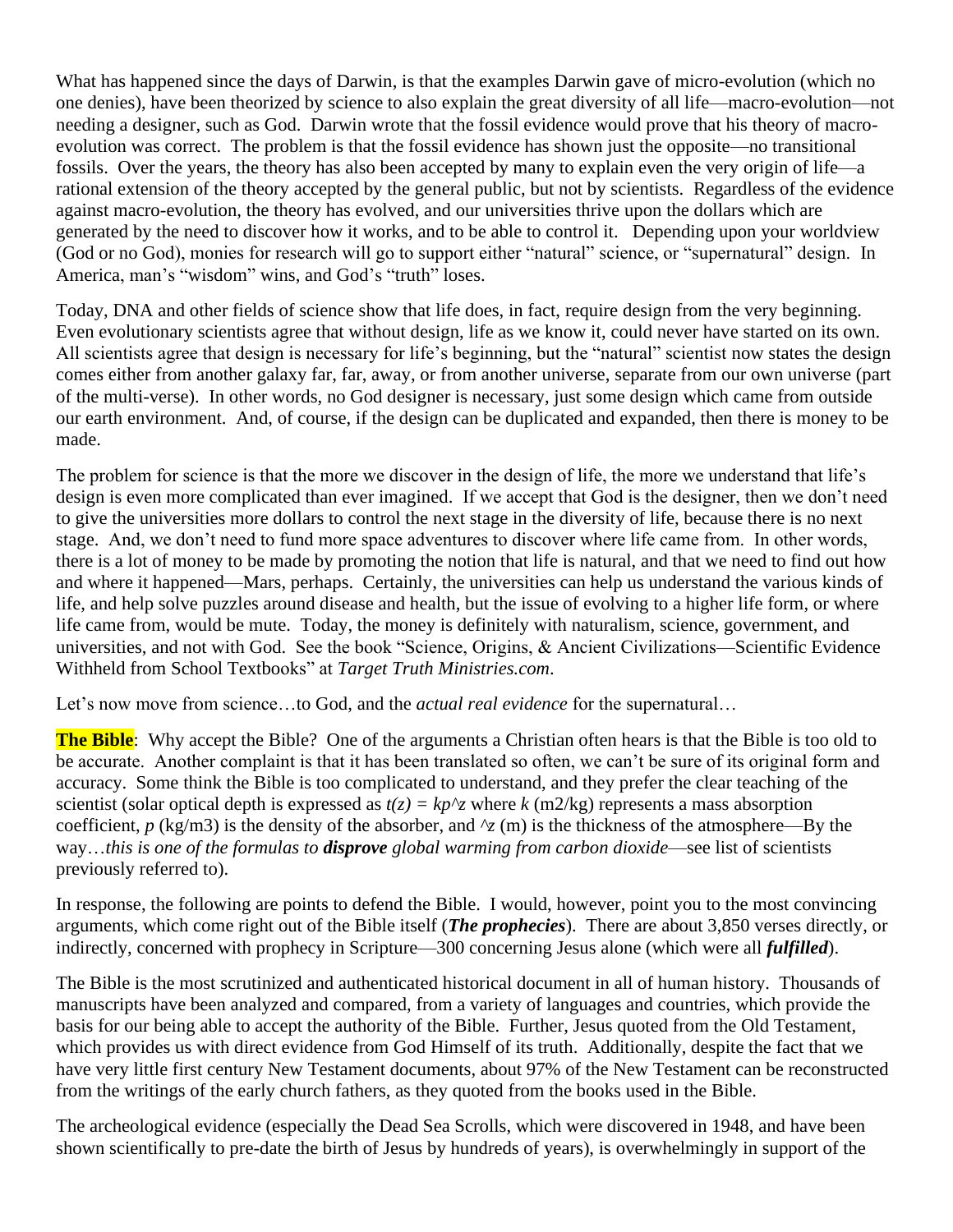What has happened since the days of Darwin, is that the examples Darwin gave of micro-evolution (which no one denies), have been theorized by science to also explain the great diversity of all life—macro-evolution—not needing a designer, such as God. Darwin wrote that the fossil evidence would prove that his theory of macro-evolution was correct. The problem is that the fossil evidence has shown just the opposite—no transitional fossils. Over the years, the theory has also been accepted by many to explain even the very origin of life—a rational extension of the theory accepted by the general public, but not by scientists. Regardless of the evidence against macro-evolution, the theory has evolved, and our universities thrive upon the dollars which are generated by the need to discover how it works, and to be able to control it. Depending upon your worldview (God or no God), monies for research will go to support either "natural" science, or "supernatural" design. In America, man's "wisdom" wins, and God's "truth" loses.

Today, DNA and other fields of science show that life does, in fact, require design from the very beginning. Even evolutionary scientists agree that without design, life as we know it, could never have started on its own. All scientists agree that design is necessary for life's beginning, but the "natural" scientist now states the design comes either from another galaxy far, far, away, or from another universe, separate from our own universe (part of the multi-verse). In other words, no God designer is necessary, just some design which came from outside our earth environment. And, of course, if the design can be duplicated and expanded, then there is money to be made.

The problem for science is that the more we discover in the design of life, the more we understand that life's design is even more complicated than ever imagined. If we accept that God is the designer, then we don't need to give the universities more dollars to control the next stage in the diversity of life, because there is no next stage. And, we don't need to fund more space adventures to discover where life came from. In other words, there is a lot of money to be made by promoting the notion that life is natural, and that we need to find out how and where it happened—Mars, perhaps. Certainly, the universities can help us understand the various kinds of life, and help solve puzzles around disease and health, but the issue of evolving to a higher life form, or where life came from, would be mute. Today, the money is definitely with naturalism, science, government, and universities, and not with God. See the book "Science, Origins, & Ancient Civilizations—Scientific Evidence Withheld from School Textbooks" at *Target Truth Ministries.com*.

Let's now move from science…to God, and the *actual real evidence* for the supernatural…

**The Bible**: Why accept the Bible? One of the arguments a Christian often hears is that the Bible is too old to be accurate. Another complaint is that it has been translated so often, we can't be sure of its original form and accuracy. Some think the Bible is too complicated to understand, and they prefer the clear teaching of the scientist (solar optical depth is expressed as $t(z) = kp^{\wedge}z$ where $k$ (m2/kg) represents a mass absorption coefficient, $p$ (kg/m3) is the density of the absorber, and $^{\wedge}z$ (m) is the thickness of the atmosphere—By the way…*this is one of the formulas to* ***disprove*** *global warming from carbon dioxide*—see list of scientists previously referred to).

In response, the following are points to defend the Bible. I would, however, point you to the most convincing arguments, which come right out of the Bible itself (***The prophecies***). There are about 3,850 verses directly, or indirectly, concerned with prophecy in Scripture—300 concerning Jesus alone (which were all ***fulfilled***).

The Bible is the most scrutinized and authenticated historical document in all of human history. Thousands of manuscripts have been analyzed and compared, from a variety of languages and countries, which provide the basis for our being able to accept the authority of the Bible. Further, Jesus quoted from the Old Testament, which provides us with direct evidence from God Himself of its truth. Additionally, despite the fact that we have very little first century New Testament documents, about 97% of the New Testament can be reconstructed from the writings of the early church fathers, as they quoted from the books used in the Bible.

The archeological evidence (especially the Dead Sea Scrolls, which were discovered in 1948, and have been shown scientifically to pre-date the birth of Jesus by hundreds of years), is overwhelmingly in support of the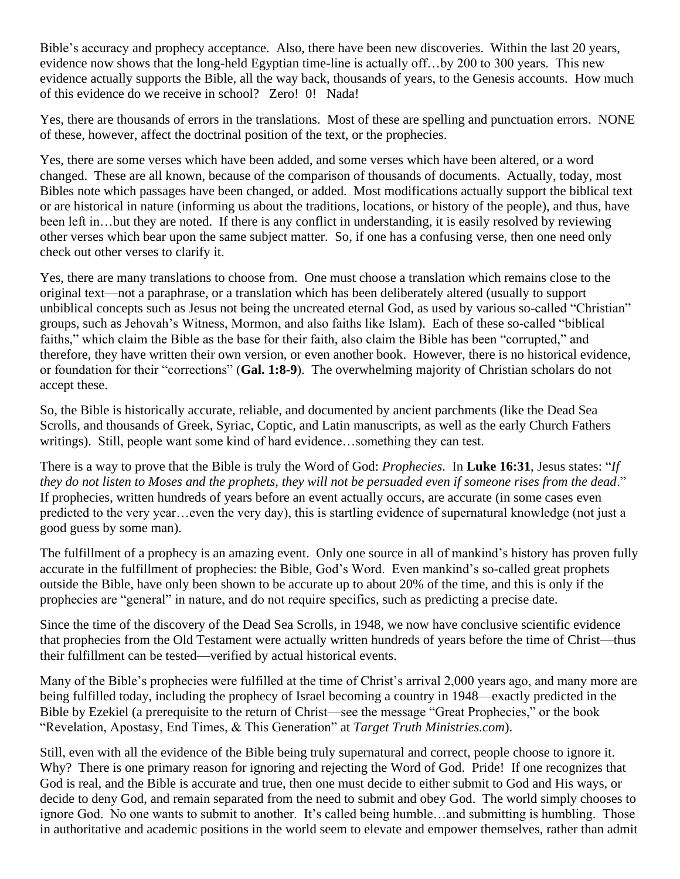Bible's accuracy and prophecy acceptance. Also, there have been new discoveries. Within the last 20 years, evidence now shows that the long-held Egyptian time-line is actually off…by 200 to 300 years. This new evidence actually supports the Bible, all the way back, thousands of years, to the Genesis accounts. How much of this evidence do we receive in school? Zero! 0! Nada!

Yes, there are thousands of errors in the translations. Most of these are spelling and punctuation errors. NONE of these, however, affect the doctrinal position of the text, or the prophecies.

Yes, there are some verses which have been added, and some verses which have been altered, or a word changed. These are all known, because of the comparison of thousands of documents. Actually, today, most Bibles note which passages have been changed, or added. Most modifications actually support the biblical text or are historical in nature (informing us about the traditions, locations, or history of the people), and thus, have been left in…but they are noted. If there is any conflict in understanding, it is easily resolved by reviewing other verses which bear upon the same subject matter. So, if one has a confusing verse, then one need only check out other verses to clarify it.

Yes, there are many translations to choose from. One must choose a translation which remains close to the original text—not a paraphrase, or a translation which has been deliberately altered (usually to support unbiblical concepts such as Jesus not being the uncreated eternal God, as used by various so-called "Christian" groups, such as Jehovah's Witness, Mormon, and also faiths like Islam). Each of these so-called "biblical faiths," which claim the Bible as the base for their faith, also claim the Bible has been "corrupted," and therefore, they have written their own version, or even another book. However, there is no historical evidence, or foundation for their "corrections" (**Gal. 1:8-9**). The overwhelming majority of Christian scholars do not accept these.

So, the Bible is historically accurate, reliable, and documented by ancient parchments (like the Dead Sea Scrolls, and thousands of Greek, Syriac, Coptic, and Latin manuscripts, as well as the early Church Fathers writings). Still, people want some kind of hard evidence…something they can test.

There is a way to prove that the Bible is truly the Word of God: *Prophecies*. In **Luke 16:31**, Jesus states: "*If they do not listen to Moses and the prophets, they will not be persuaded even if someone rises from the dead*." If prophecies, written hundreds of years before an event actually occurs, are accurate (in some cases even predicted to the very year…even the very day), this is startling evidence of supernatural knowledge (not just a good guess by some man).

The fulfillment of a prophecy is an amazing event. Only one source in all of mankind's history has proven fully accurate in the fulfillment of prophecies: the Bible, God's Word. Even mankind's so-called great prophets outside the Bible, have only been shown to be accurate up to about 20% of the time, and this is only if the prophecies are "general" in nature, and do not require specifics, such as predicting a precise date.

Since the time of the discovery of the Dead Sea Scrolls, in 1948, we now have conclusive scientific evidence that prophecies from the Old Testament were actually written hundreds of years before the time of Christ—thus their fulfillment can be tested—verified by actual historical events.

Many of the Bible's prophecies were fulfilled at the time of Christ's arrival 2,000 years ago, and many more are being fulfilled today, including the prophecy of Israel becoming a country in 1948—exactly predicted in the Bible by Ezekiel (a prerequisite to the return of Christ—see the message "Great Prophecies," or the book "Revelation, Apostasy, End Times, & This Generation" at *Target Truth Ministries.com*).

Still, even with all the evidence of the Bible being truly supernatural and correct, people choose to ignore it. Why? There is one primary reason for ignoring and rejecting the Word of God. Pride! If one recognizes that God is real, and the Bible is accurate and true, then one must decide to either submit to God and His ways, or decide to deny God, and remain separated from the need to submit and obey God. The world simply chooses to ignore God. No one wants to submit to another. It's called being humble…and submitting is humbling. Those in authoritative and academic positions in the world seem to elevate and empower themselves, rather than admit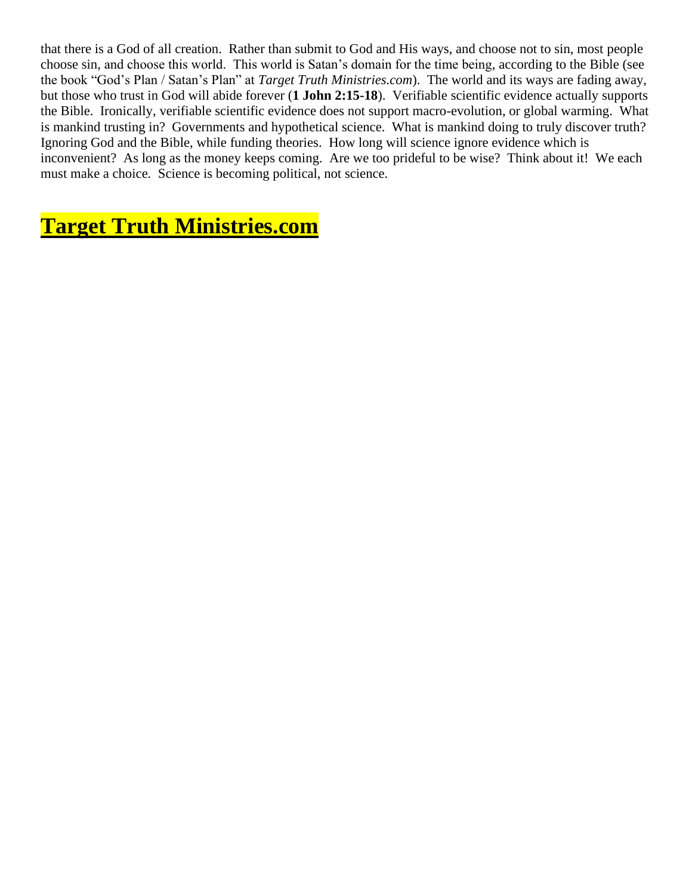that there is a God of all creation. Rather than submit to God and His ways, and choose not to sin, most people choose sin, and choose this world. This world is Satan's domain for the time being, according to the Bible (see the book "God's Plan / Satan's Plan" at *Target Truth Ministries.com*). The world and its ways are fading away, but those who trust in God will abide forever (**1 John 2:15-18**). Verifiable scientific evidence actually supports the Bible. Ironically, verifiable scientific evidence does not support macro-evolution, or global warming. What is mankind trusting in? Governments and hypothetical science. What is mankind doing to truly discover truth? Ignoring God and the Bible, while funding theories. How long will science ignore evidence which is inconvenient? As long as the money keeps coming. Are we too prideful to be wise? Think about it! We each must make a choice. Science is becoming political, not science.

# **Target Truth Ministries.com**